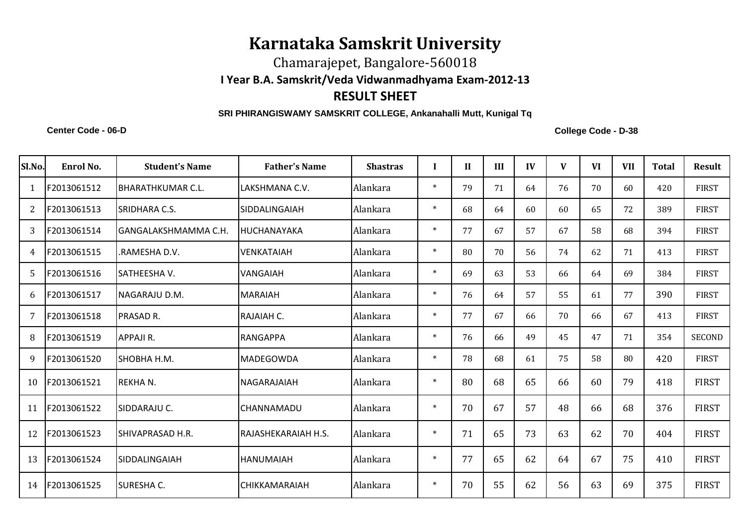# Karnataka Samskrit University

Chamarajepet, Bangalore-560018

**I Year B.A. Samskrit/Veda Vidwanmadhyama Exam-2012-13**

## RESULT SHEET

**SRI PHIRANGISWAMY SAMSKRIT COLLEGE, Ankanahalli Mutt, Kunigal Tq**

**Center Code - 06-D** **College Code - D-38**

| Sl.No. | Enrol No. | Student's Name | Father's Name | Shastras | I | II | III | IV | V | VI | VII | Total | Result |
|---|---|---|---|---|---|---|---|---|---|---|---|---|---|
| 1 | F2013061512 | BHARATHKUMAR C.L. | LAKSHMANA C.V. | Alankara | * | 79 | 71 | 64 | 76 | 70 | 60 | 420 | FIRST |
| 2 | F2013061513 | SRIDHARA C.S. | SIDDALINGAIAH | Alankara | * | 68 | 64 | 60 | 60 | 65 | 72 | 389 | FIRST |
| 3 | F2013061514 | GANGALAKSHMAMMA C.H. | HUCHANAYAKA | Alankara | * | 77 | 67 | 57 | 67 | 58 | 68 | 394 | FIRST |
| 4 | F2013061515 | .RAMESHA D.V. | VENKATAIAH | Alankara | * | 80 | 70 | 56 | 74 | 62 | 71 | 413 | FIRST |
| 5 | F2013061516 | SATHEESHA V. | VANGAIAH | Alankara | * | 69 | 63 | 53 | 66 | 64 | 69 | 384 | FIRST |
| 6 | F2013061517 | NAGARAJU D.M. | MARAIAH | Alankara | * | 76 | 64 | 57 | 55 | 61 | 77 | 390 | FIRST |
| 7 | F2013061518 | PRASAD R. | RAJAIAH C. | Alankara | * | 77 | 67 | 66 | 70 | 66 | 67 | 413 | FIRST |
| 8 | F2013061519 | APPAJI R. | RANGAPPA | Alankara | * | 76 | 66 | 49 | 45 | 47 | 71 | 354 | SECOND |
| 9 | F2013061520 | SHOBHA H.M. | MADEGOWDA | Alankara | * | 78 | 68 | 61 | 75 | 58 | 80 | 420 | FIRST |
| 10 | F2013061521 | REKHA N. | NAGARAJAIAH | Alankara | * | 80 | 68 | 65 | 66 | 60 | 79 | 418 | FIRST |
| 11 | F2013061522 | SIDDARAJU C. | CHANNAMADU | Alankara | * | 70 | 67 | 57 | 48 | 66 | 68 | 376 | FIRST |
| 12 | F2013061523 | SHIVAPRASAD H.R. | RAJASHEKARAIAH H.S. | Alankara | * | 71 | 65 | 73 | 63 | 62 | 70 | 404 | FIRST |
| 13 | F2013061524 | SIDDALINGAIAH | HANUMAIAH | Alankara | * | 77 | 65 | 62 | 64 | 67 | 75 | 410 | FIRST |
| 14 | F2013061525 | SURESHA C. | CHIKKAMARAIAH | Alankara | * | 70 | 55 | 62 | 56 | 63 | 69 | 375 | FIRST |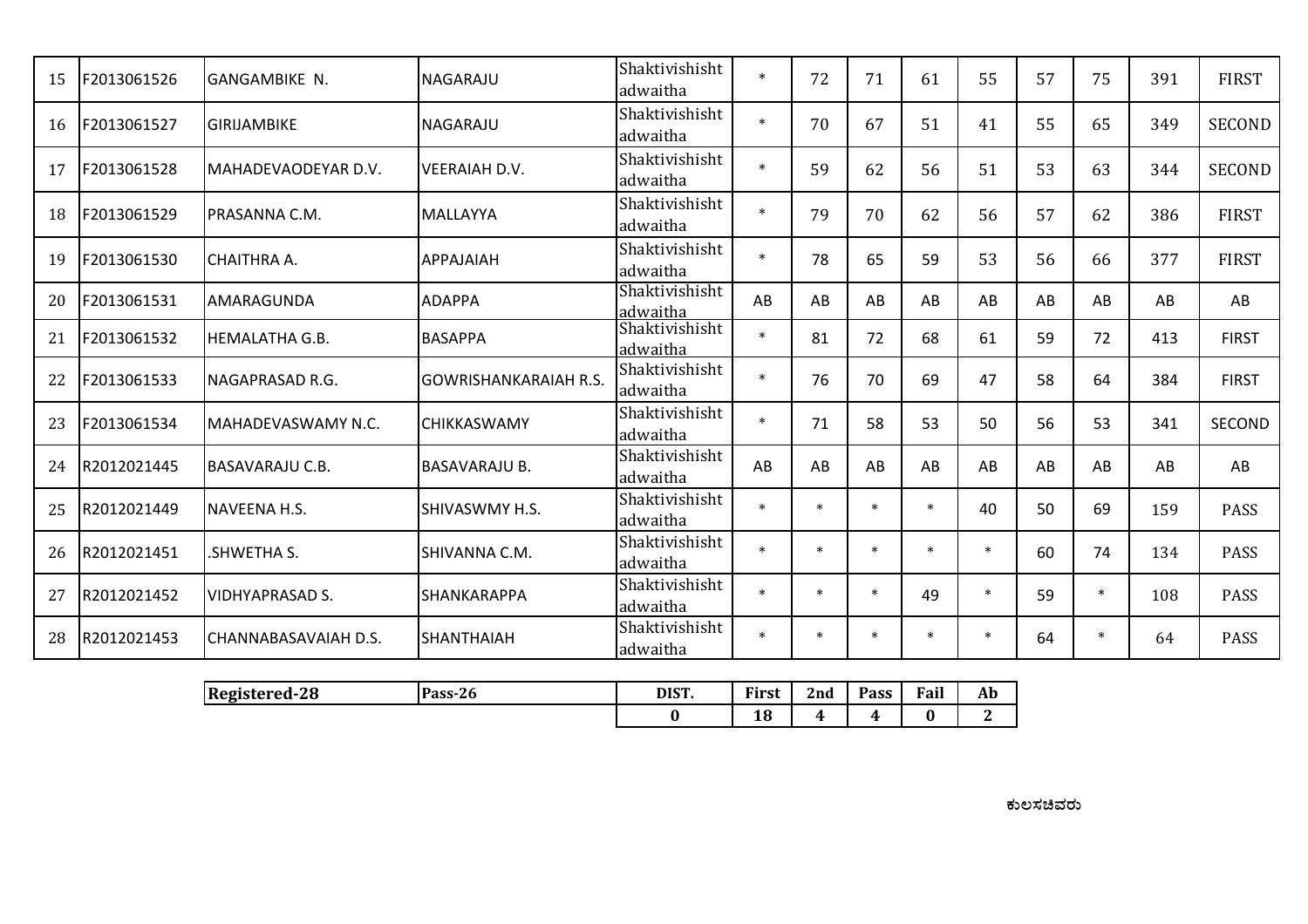| | | | | | | | | | | | | | |
|---|---|---|---|---|---|---|---|---|---|---|---|---|---|
| 15 | F2013061526 | GANGAMBIKE N. | NAGARAJU | Shaktivishisht adwaitha | * | 72 | 71 | 61 | 55 | 57 | 75 | 391 | FIRST |
| 16 | F2013061527 | GIRIJAMBIKE | NAGARAJU | Shaktivishisht adwaitha | * | 70 | 67 | 51 | 41 | 55 | 65 | 349 | SECOND |
| 17 | F2013061528 | MAHADEVAODEYAR D.V. | VEERAIAH D.V. | Shaktivishisht adwaitha | * | 59 | 62 | 56 | 51 | 53 | 63 | 344 | SECOND |
| 18 | F2013061529 | PRASANNA C.M. | MALLAYYA | Shaktivishisht adwaitha | * | 79 | 70 | 62 | 56 | 57 | 62 | 386 | FIRST |
| 19 | F2013061530 | CHAITHRA A. | APPAJAIAH | Shaktivishisht adwaitha | * | 78 | 65 | 59 | 53 | 56 | 66 | 377 | FIRST |
| 20 | F2013061531 | AMARAGUNDA | ADAPPA | Shaktivishisht adwaitha | AB | AB | AB | AB | AB | AB | AB | AB | AB |
| 21 | F2013061532 | HEMALATHA G.B. | BASAPPA | Shaktivishisht adwaitha | * | 81 | 72 | 68 | 61 | 59 | 72 | 413 | FIRST |
| 22 | F2013061533 | NAGAPRASAD R.G. | GOWRISHANKARAIAH R.S. | Shaktivishisht adwaitha | * | 76 | 70 | 69 | 47 | 58 | 64 | 384 | FIRST |
| 23 | F2013061534 | MAHADEVASWAMY N.C. | CHIKKASWAMY | Shaktivishisht adwaitha | * | 71 | 58 | 53 | 50 | 56 | 53 | 341 | SECOND |
| 24 | R2012021445 | BASAVARAJU C.B. | BASAVARAJU B. | Shaktivishisht adwaitha | AB | AB | AB | AB | AB | AB | AB | AB | AB |
| 25 | R2012021449 | NAVEENA H.S. | SHIVASWMY H.S. | Shaktivishisht adwaitha | * | * | * | * | 40 | 50 | 69 | 159 | PASS |
| 26 | R2012021451 | .SHWETHA S. | SHIVANNA C.M. | Shaktivishisht adwaitha | * | * | * | * | * | 60 | 74 | 134 | PASS |
| 27 | R2012021452 | VIDHYAPRASAD S. | SHANKARAPPA | Shaktivishisht adwaitha | * | * | * | 49 | * | 59 | * | 108 | PASS |
| 28 | R2012021453 | CHANNABASAVAIAH D.S. | SHANTHAIAH | Shaktivishisht adwaitha | * | * | * | * | * | 64 | * | 64 | PASS |

| Registered-28 | Pass-26 | DIST. | First | 2nd | Pass | Fail | Ab |
|---|---|---|---|---|---|---|---|
| | | 0 | 18 | 4 | 4 | 0 | 2 |

ಕುಲಸಚಿವರು